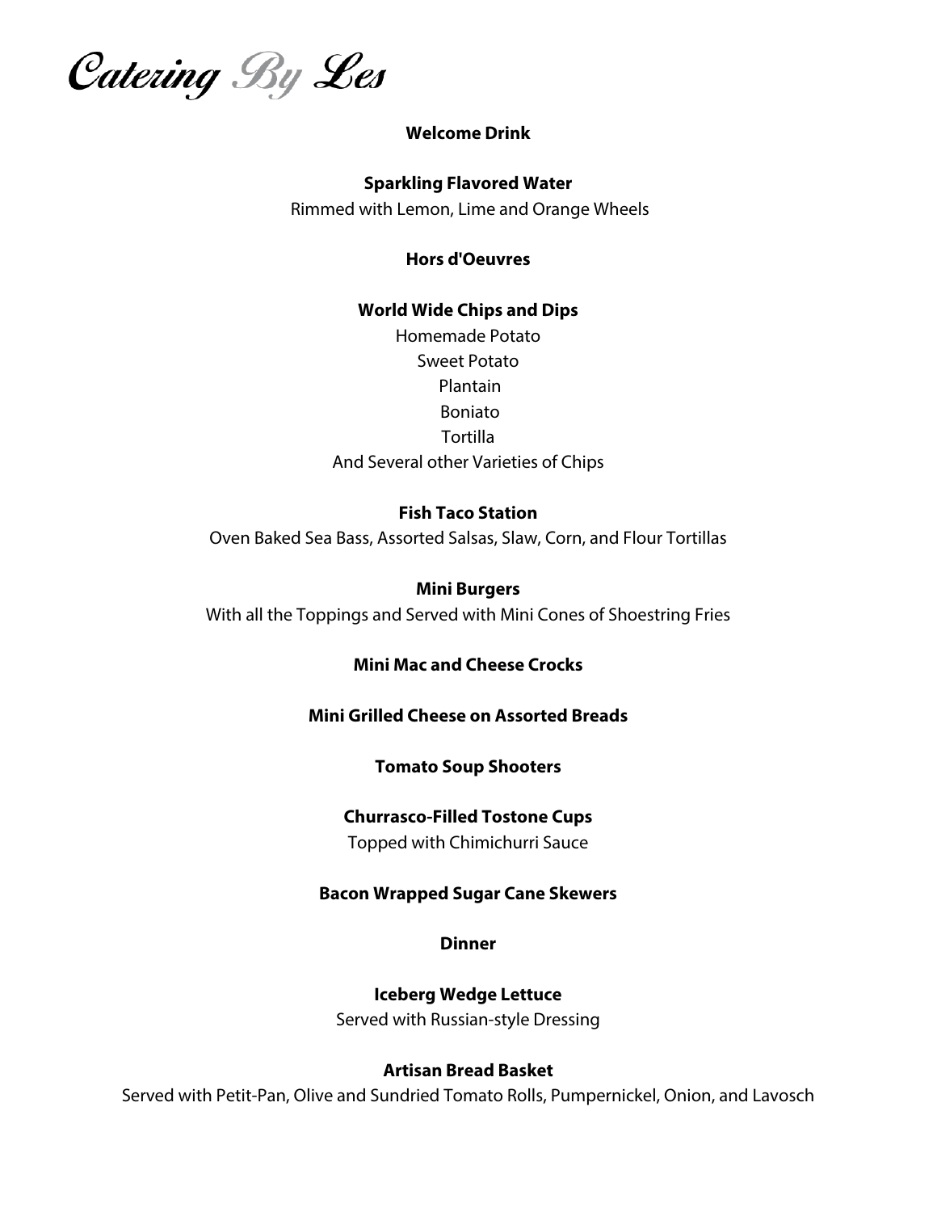# Catering By Les

## Welcome Drink

**Sparkling Flavored Water**

Rimmed with Lemon, Lime and Orange Wheels

## Hors d'Oeuvres

**World Wide Chips and Dips**

Homemade Potato
Sweet Potato
Plantain
Boniato
Tortilla
And Several other Varieties of Chips

**Fish Taco Station**

Oven Baked Sea Bass, Assorted Salsas, Slaw, Corn, and Flour Tortillas

**Mini Burgers**

With all the Toppings and Served with Mini Cones of Shoestring Fries

**Mini Mac and Cheese Crocks**

**Mini Grilled Cheese on Assorted Breads**

**Tomato Soup Shooters**

**Churrasco-Filled Tostone Cups**

Topped with Chimichurri Sauce

**Bacon Wrapped Sugar Cane Skewers**

## Dinner

**Iceberg Wedge Lettuce**

Served with Russian-style Dressing

**Artisan Bread Basket**

Served with Petit-Pan, Olive and Sundried Tomato Rolls, Pumpernickel, Onion, and Lavosch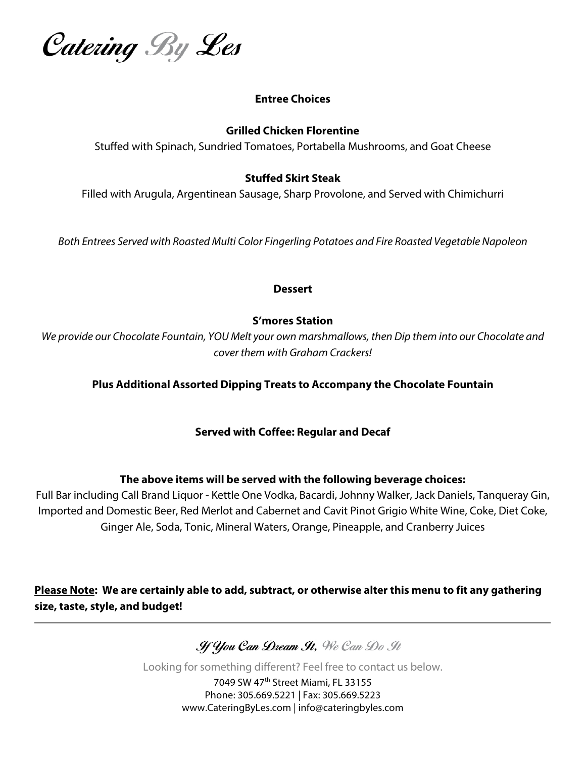Catering By Les

**Entree Choices**

**Grilled Chicken Florentine**

Stuffed with Spinach, Sundried Tomatoes, Portabella Mushrooms, and Goat Cheese

**Stuffed Skirt Steak**

Filled with Arugula, Argentinean Sausage, Sharp Provolone, and Served with Chimichurri

*Both Entrees Served with Roasted Multi Color Fingerling Potatoes and Fire Roasted Vegetable Napoleon*

**Dessert**

**S'mores Station**

*We provide our Chocolate Fountain, YOU Melt your own marshmallows, then Dip them into our Chocolate and cover them with Graham Crackers!*

**Plus Additional Assorted Dipping Treats to Accompany the Chocolate Fountain**

**Served with Coffee: Regular and Decaf**

**The above items will be served with the following beverage choices:**

Full Bar including Call Brand Liquor - Kettle One Vodka, Bacardi, Johnny Walker, Jack Daniels, Tanqueray Gin, Imported and Domestic Beer, Red Merlot and Cabernet and Cavit Pinot Grigio White Wine, Coke, Diet Coke, Ginger Ale, Soda, Tonic, Mineral Waters, Orange, Pineapple, and Cranberry Juices

**<u>Please Note</u>: We are certainly able to add, subtract, or otherwise alter this menu to fit any gathering size, taste, style, and budget!**

---

*If You Can Dream It, We Can Do It*

Looking for something different? Feel free to contact us below.

7049 SW 47th Street Miami, FL 33155
Phone: 305.669.5221 | Fax: 305.669.5223
www.CateringByLes.com | info@cateringbyles.com